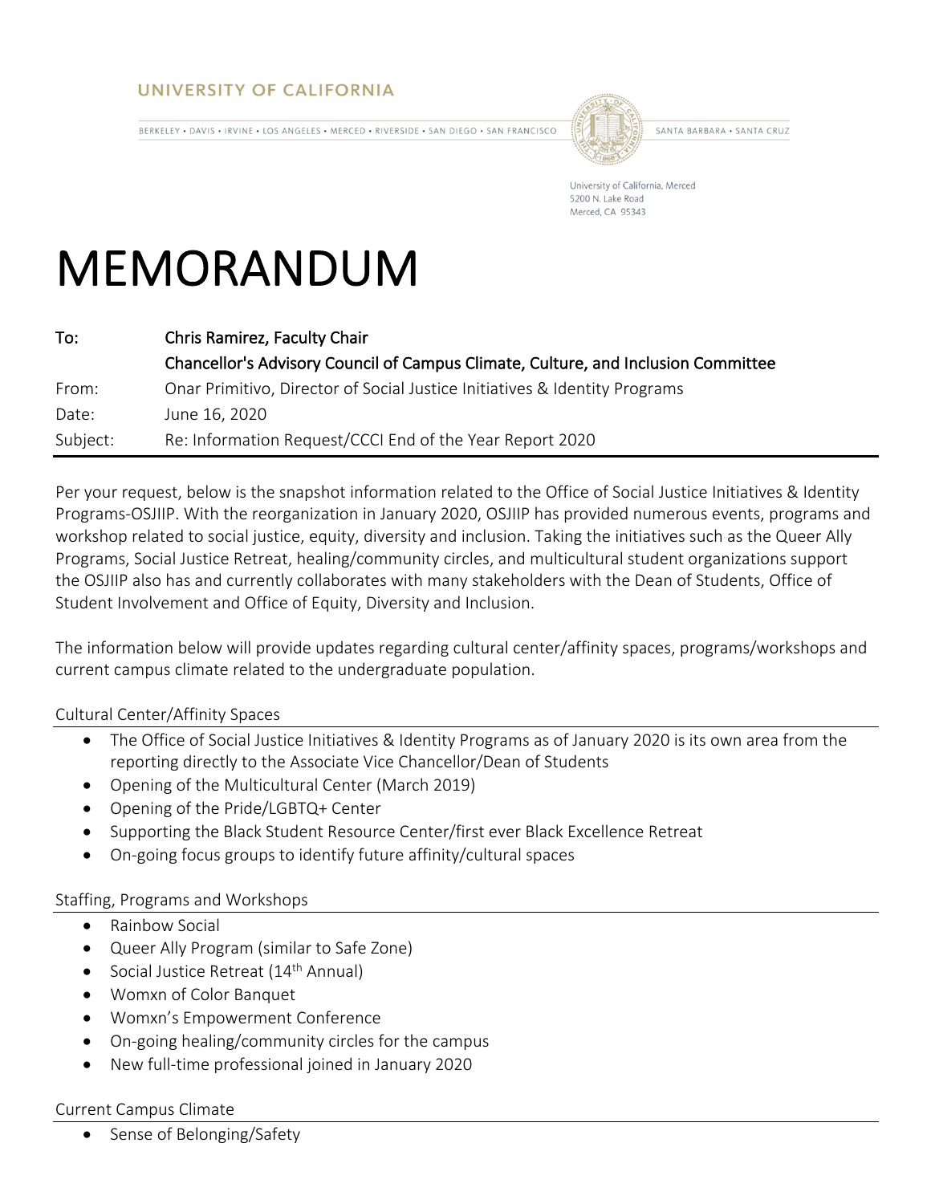UNIVERSITY OF CALIFORNIA

BERKELEY • DAVIS • IRVINE • LOS ANGELES • MERCED • RIVERSIDE • SAN DIEGO • SAN FRANCISCO | SANTA BARBARA • SANTA CRUZ

University of California, Merced
5200 N. Lake Road
Merced, CA 95343

# MEMORANDUM

| | |
|---|---|
| **To:** | **Chris Ramirez, Faculty Chair** |
| | **Chancellor's Advisory Council of Campus Climate, Culture, and Inclusion Committee** |
| From: | Onar Primitivo, Director of Social Justice Initiatives & Identity Programs |
| Date: | June 16, 2020 |
| Subject: | Re: Information Request/CCCI End of the Year Report 2020 |

Per your request, below is the snapshot information related to the Office of Social Justice Initiatives & Identity Programs-OSJIIP. With the reorganization in January 2020, OSJIIP has provided numerous events, programs and workshop related to social justice, equity, diversity and inclusion. Taking the initiatives such as the Queer Ally Programs, Social Justice Retreat, healing/community circles, and multicultural student organizations support the OSJIIP also has and currently collaborates with many stakeholders with the Dean of Students, Office of Student Involvement and Office of Equity, Diversity and Inclusion.

The information below will provide updates regarding cultural center/affinity spaces, programs/workshops and current campus climate related to the undergraduate population.

## Cultural Center/Affinity Spaces

- The Office of Social Justice Initiatives & Identity Programs as of January 2020 is its own area from the reporting directly to the Associate Vice Chancellor/Dean of Students
- Opening of the Multicultural Center (March 2019)
- Opening of the Pride/LGBTQ+ Center
- Supporting the Black Student Resource Center/first ever Black Excellence Retreat
- On-going focus groups to identify future affinity/cultural spaces

## Staffing, Programs and Workshops

- Rainbow Social
- Queer Ally Program (similar to Safe Zone)
- Social Justice Retreat (14th Annual)
- Womxn of Color Banquet
- Womxn's Empowerment Conference
- On-going healing/community circles for the campus
- New full-time professional joined in January 2020

## Current Campus Climate

- Sense of Belonging/Safety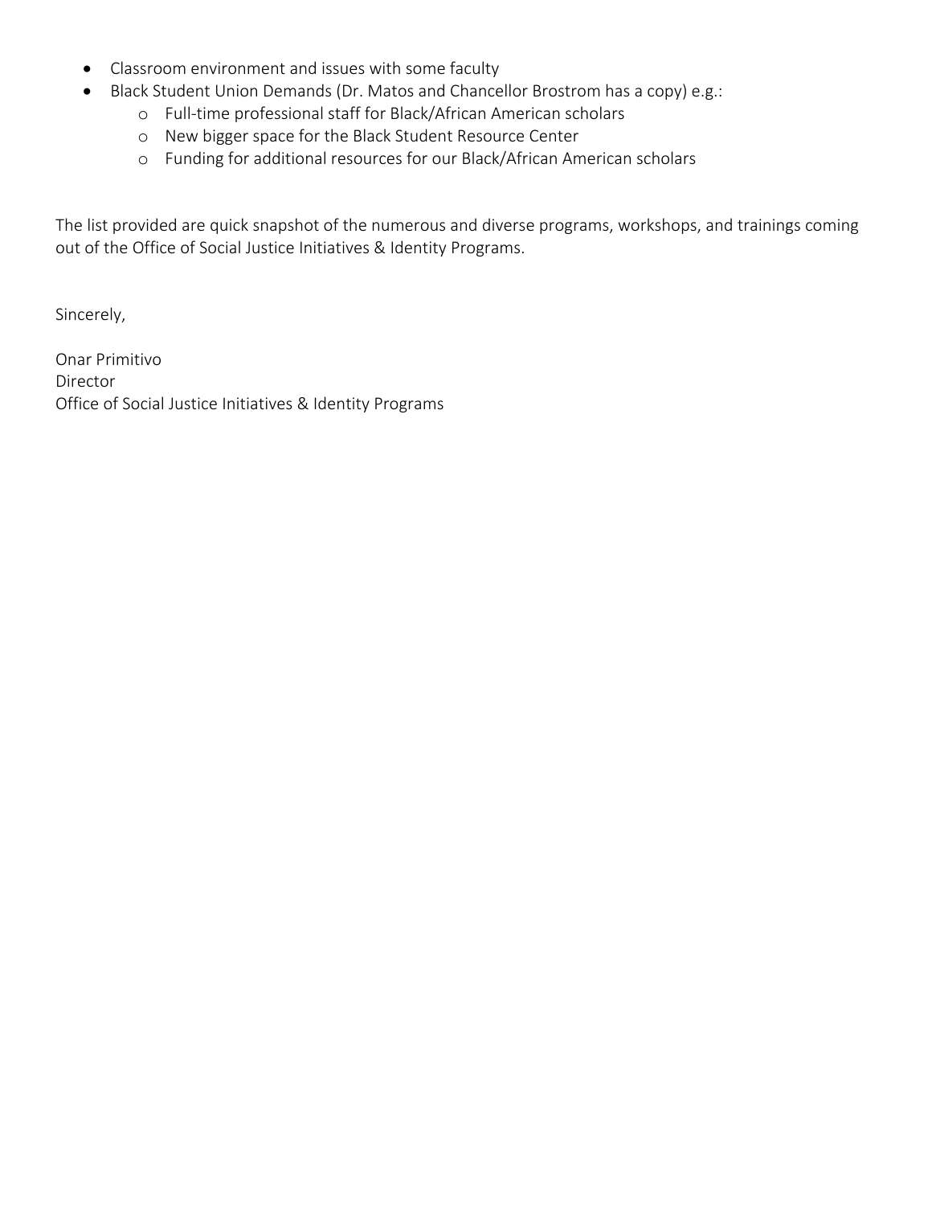- Classroom environment and issues with some faculty
- Black Student Union Demands (Dr. Matos and Chancellor Brostrom has a copy) e.g.:
    - Full-time professional staff for Black/African American scholars
    - New bigger space for the Black Student Resource Center
    - Funding for additional resources for our Black/African American scholars

The list provided are quick snapshot of the numerous and diverse programs, workshops, and trainings coming out of the Office of Social Justice Initiatives & Identity Programs.

Sincerely,

Onar Primitivo
Director
Office of Social Justice Initiatives & Identity Programs